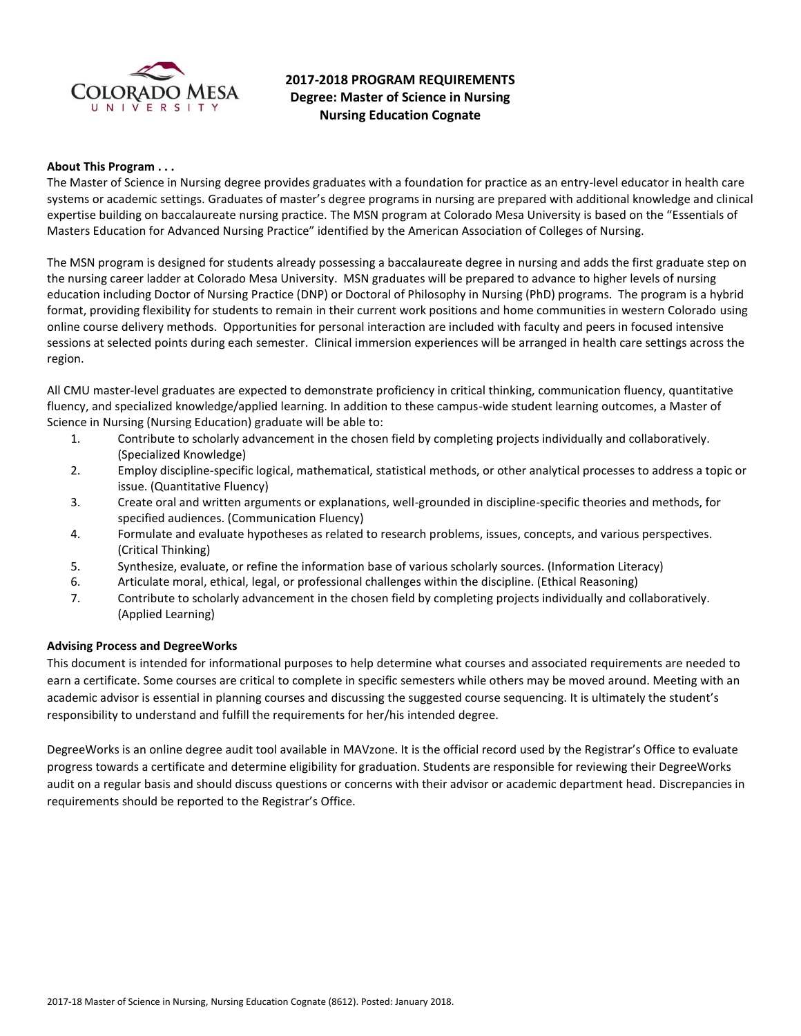# 2017-2018 PROGRAM REQUIREMENTS
## Degree: Master of Science in Nursing
## Nursing Education Cognate

**About This Program . . .**

The Master of Science in Nursing degree provides graduates with a foundation for practice as an entry-level educator in health care systems or academic settings. Graduates of master's degree programs in nursing are prepared with additional knowledge and clinical expertise building on baccalaureate nursing practice. The MSN program at Colorado Mesa University is based on the "Essentials of Masters Education for Advanced Nursing Practice" identified by the American Association of Colleges of Nursing.

The MSN program is designed for students already possessing a baccalaureate degree in nursing and adds the first graduate step on the nursing career ladder at Colorado Mesa University. MSN graduates will be prepared to advance to higher levels of nursing education including Doctor of Nursing Practice (DNP) or Doctoral of Philosophy in Nursing (PhD) programs. The program is a hybrid format, providing flexibility for students to remain in their current work positions and home communities in western Colorado using online course delivery methods. Opportunities for personal interaction are included with faculty and peers in focused intensive sessions at selected points during each semester. Clinical immersion experiences will be arranged in health care settings across the region.

All CMU master-level graduates are expected to demonstrate proficiency in critical thinking, communication fluency, quantitative fluency, and specialized knowledge/applied learning. In addition to these campus-wide student learning outcomes, a Master of Science in Nursing (Nursing Education) graduate will be able to:

1. Contribute to scholarly advancement in the chosen field by completing projects individually and collaboratively. (Specialized Knowledge)
2. Employ discipline-specific logical, mathematical, statistical methods, or other analytical processes to address a topic or issue. (Quantitative Fluency)
3. Create oral and written arguments or explanations, well-grounded in discipline-specific theories and methods, for specified audiences. (Communication Fluency)
4. Formulate and evaluate hypotheses as related to research problems, issues, concepts, and various perspectives. (Critical Thinking)
5. Synthesize, evaluate, or refine the information base of various scholarly sources. (Information Literacy)
6. Articulate moral, ethical, legal, or professional challenges within the discipline. (Ethical Reasoning)
7. Contribute to scholarly advancement in the chosen field by completing projects individually and collaboratively. (Applied Learning)

**Advising Process and DegreeWorks**

This document is intended for informational purposes to help determine what courses and associated requirements are needed to earn a certificate. Some courses are critical to complete in specific semesters while others may be moved around. Meeting with an academic advisor is essential in planning courses and discussing the suggested course sequencing. It is ultimately the student's responsibility to understand and fulfill the requirements for her/his intended degree.

DegreeWorks is an online degree audit tool available in MAVzone. It is the official record used by the Registrar's Office to evaluate progress towards a certificate and determine eligibility for graduation. Students are responsible for reviewing their DegreeWorks audit on a regular basis and should discuss questions or concerns with their advisor or academic department head. Discrepancies in requirements should be reported to the Registrar's Office.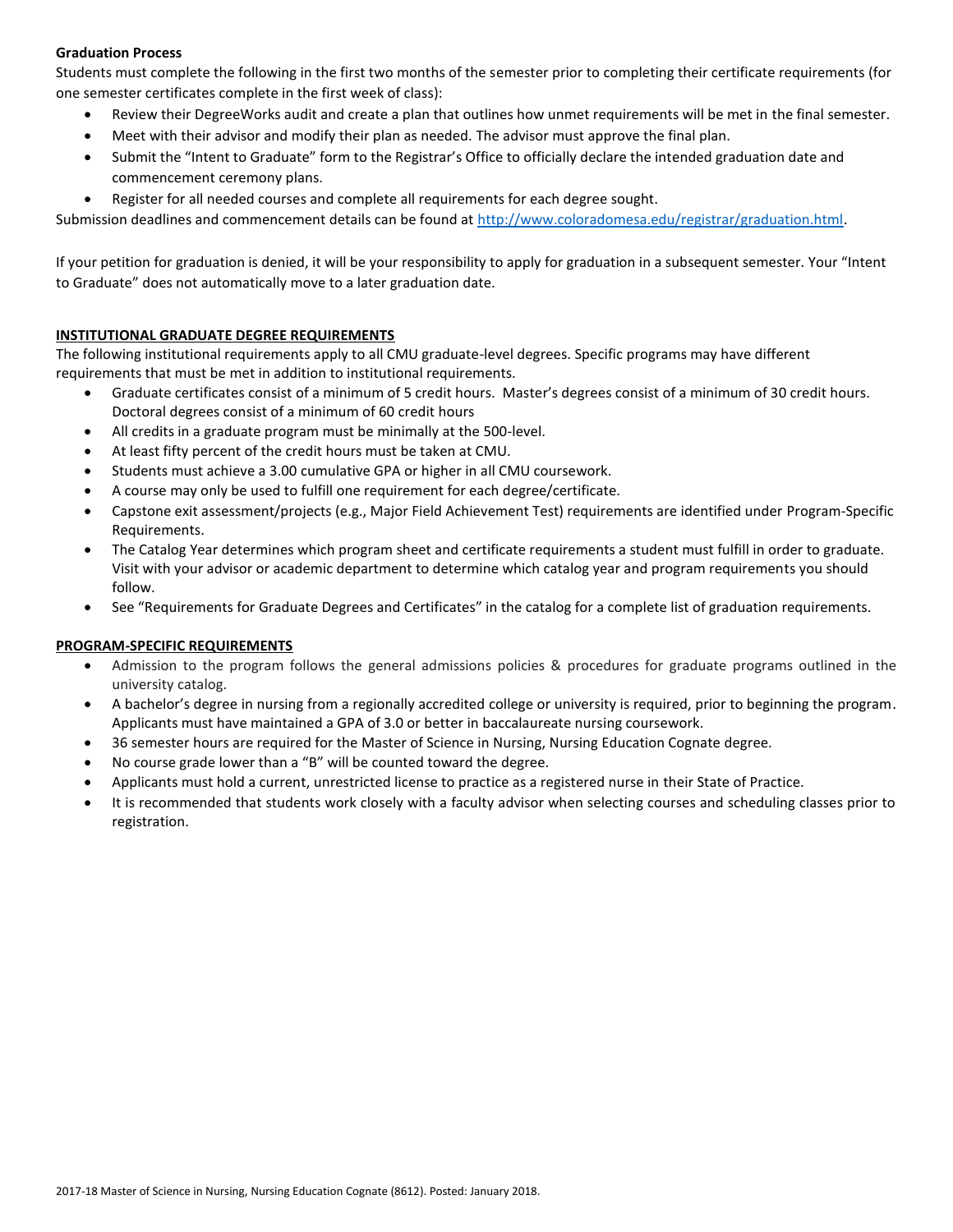**Graduation Process**

Students must complete the following in the first two months of the semester prior to completing their certificate requirements (for one semester certificates complete in the first week of class):

- Review their DegreeWorks audit and create a plan that outlines how unmet requirements will be met in the final semester.
- Meet with their advisor and modify their plan as needed. The advisor must approve the final plan.
- Submit the "Intent to Graduate" form to the Registrar's Office to officially declare the intended graduation date and commencement ceremony plans.
- Register for all needed courses and complete all requirements for each degree sought.

Submission deadlines and commencement details can be found at [http://www.coloradomesa.edu/registrar/graduation.html](http://www.coloradomesa.edu/registrar/graduation.html).

If your petition for graduation is denied, it will be your responsibility to apply for graduation in a subsequent semester. Your "Intent to Graduate" does not automatically move to a later graduation date.

## INSTITUTIONAL GRADUATE DEGREE REQUIREMENTS

The following institutional requirements apply to all CMU graduate-level degrees. Specific programs may have different requirements that must be met in addition to institutional requirements.

- Graduate certificates consist of a minimum of 5 credit hours. Master's degrees consist of a minimum of 30 credit hours. Doctoral degrees consist of a minimum of 60 credit hours
- All credits in a graduate program must be minimally at the 500-level.
- At least fifty percent of the credit hours must be taken at CMU.
- Students must achieve a 3.00 cumulative GPA or higher in all CMU coursework.
- A course may only be used to fulfill one requirement for each degree/certificate.
- Capstone exit assessment/projects (e.g., Major Field Achievement Test) requirements are identified under Program-Specific Requirements.
- The Catalog Year determines which program sheet and certificate requirements a student must fulfill in order to graduate. Visit with your advisor or academic department to determine which catalog year and program requirements you should follow.
- See "Requirements for Graduate Degrees and Certificates" in the catalog for a complete list of graduation requirements.

## PROGRAM-SPECIFIC REQUIREMENTS

- Admission to the program follows the general admissions policies & procedures for graduate programs outlined in the university catalog.
- A bachelor's degree in nursing from a regionally accredited college or university is required, prior to beginning the program. Applicants must have maintained a GPA of 3.0 or better in baccalaureate nursing coursework.
- 36 semester hours are required for the Master of Science in Nursing, Nursing Education Cognate degree.
- No course grade lower than a "B" will be counted toward the degree.
- Applicants must hold a current, unrestricted license to practice as a registered nurse in their State of Practice.
- It is recommended that students work closely with a faculty advisor when selecting courses and scheduling classes prior to registration.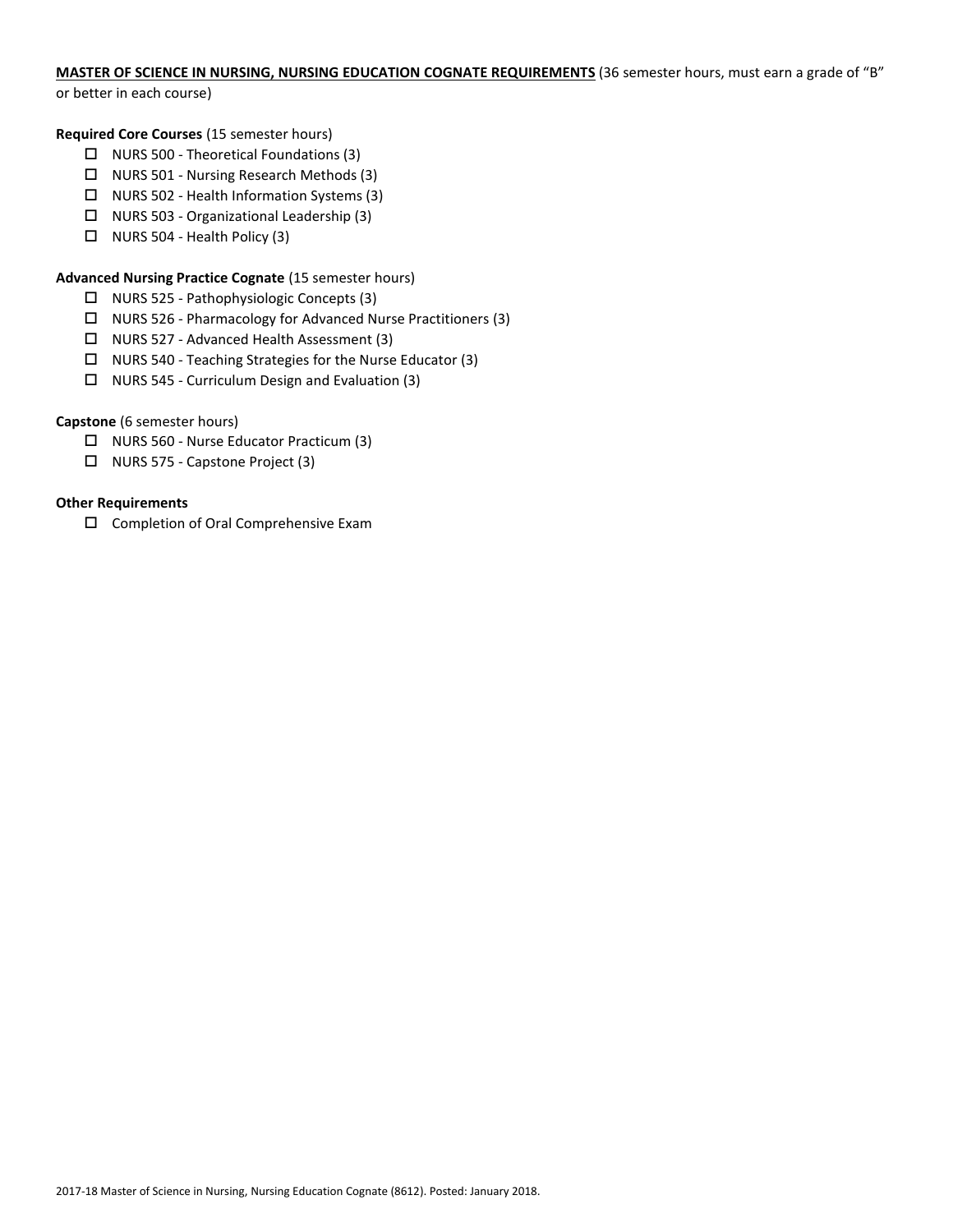**MASTER OF SCIENCE IN NURSING, NURSING EDUCATION COGNATE REQUIREMENTS** (36 semester hours, must earn a grade of "B" or better in each course)

**Required Core Courses** (15 semester hours)

- ☐ NURS 500 - Theoretical Foundations (3)
- ☐ NURS 501 - Nursing Research Methods (3)
- ☐ NURS 502 - Health Information Systems (3)
- ☐ NURS 503 - Organizational Leadership (3)
- ☐ NURS 504 - Health Policy (3)

**Advanced Nursing Practice Cognate** (15 semester hours)

- ☐ NURS 525 - Pathophysiologic Concepts (3)
- ☐ NURS 526 - Pharmacology for Advanced Nurse Practitioners (3)
- ☐ NURS 527 - Advanced Health Assessment (3)
- ☐ NURS 540 - Teaching Strategies for the Nurse Educator (3)
- ☐ NURS 545 - Curriculum Design and Evaluation (3)

**Capstone** (6 semester hours)

- ☐ NURS 560 - Nurse Educator Practicum (3)
- ☐ NURS 575 - Capstone Project (3)

**Other Requirements**

- ☐ Completion of Oral Comprehensive Exam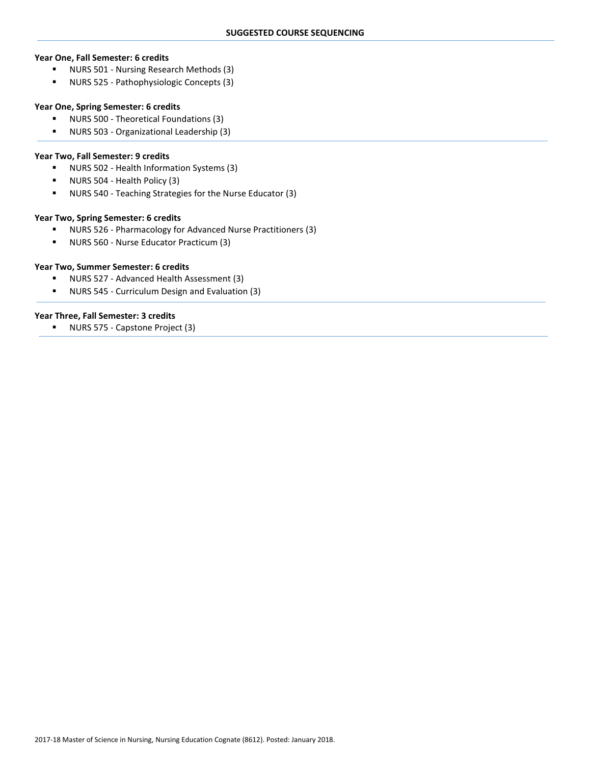## SUGGESTED COURSE SEQUENCING

**Year One, Fall Semester: 6 credits**

- NURS 501 - Nursing Research Methods (3)
- NURS 525 - Pathophysiologic Concepts (3)

**Year One, Spring Semester: 6 credits**

- NURS 500 - Theoretical Foundations (3)
- NURS 503 - Organizational Leadership (3)

**Year Two, Fall Semester: 9 credits**

- NURS 502 - Health Information Systems (3)
- NURS 504 - Health Policy (3)
- NURS 540 - Teaching Strategies for the Nurse Educator (3)

**Year Two, Spring Semester: 6 credits**

- NURS 526 - Pharmacology for Advanced Nurse Practitioners (3)
- NURS 560 - Nurse Educator Practicum (3)

**Year Two, Summer Semester: 6 credits**

- NURS 527 - Advanced Health Assessment (3)
- NURS 545 - Curriculum Design and Evaluation (3)

**Year Three, Fall Semester: 3 credits**

- NURS 575 - Capstone Project (3)

2017-18 Master of Science in Nursing, Nursing Education Cognate (8612). Posted: January 2018.